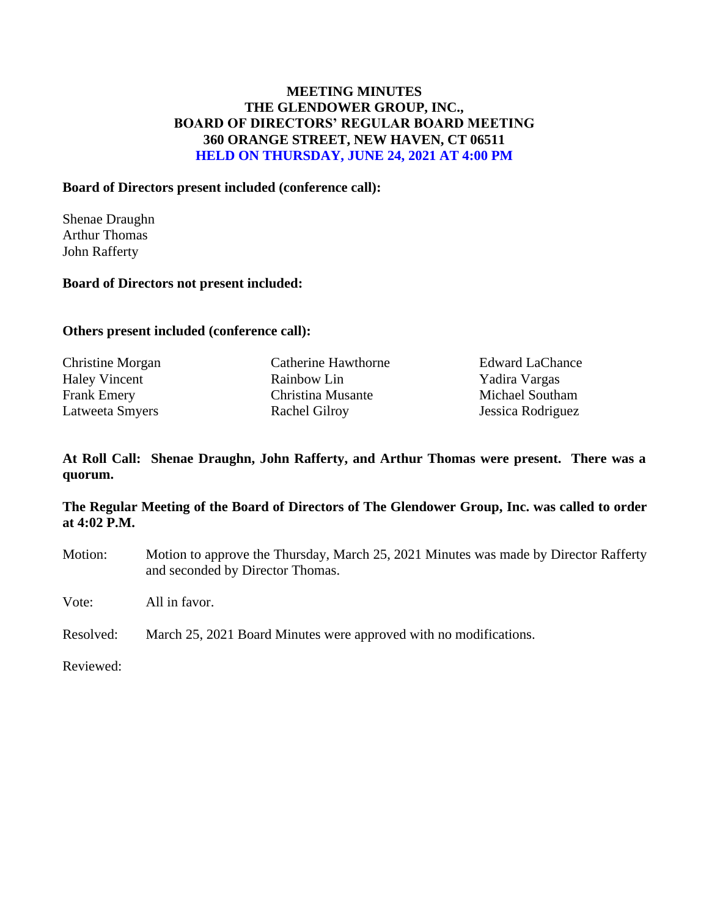# MEETING MINUTES
# THE GLENDOWER GROUP, INC.,
# BOARD OF DIRECTORS' REGULAR BOARD MEETING
# 360 ORANGE STREET, NEW HAVEN, CT 06511
# HELD ON THURSDAY, JUNE 24, 2021 AT 4:00 PM

**Board of Directors present included (conference call):**

Shenae Draughn
Arthur Thomas
John Rafferty

**Board of Directors not present included:**

**Others present included (conference call):**

Christine Morgan
Haley Vincent
Frank Emery
Latweeta Smyers
Catherine Hawthorne
Rainbow Lin
Christina Musante
Rachel Gilroy
Edward LaChance
Yadira Vargas
Michael Southam
Jessica Rodriguez

**At Roll Call: Shenae Draughn, John Rafferty, and Arthur Thomas were present. There was a quorum.**

**The Regular Meeting of the Board of Directors of The Glendower Group, Inc. was called to order at 4:02 P.M.**

Motion: Motion to approve the Thursday, March 25, 2021 Minutes was made by Director Rafferty and seconded by Director Thomas.

Vote: All in favor.

Resolved: March 25, 2021 Board Minutes were approved with no modifications.

Reviewed: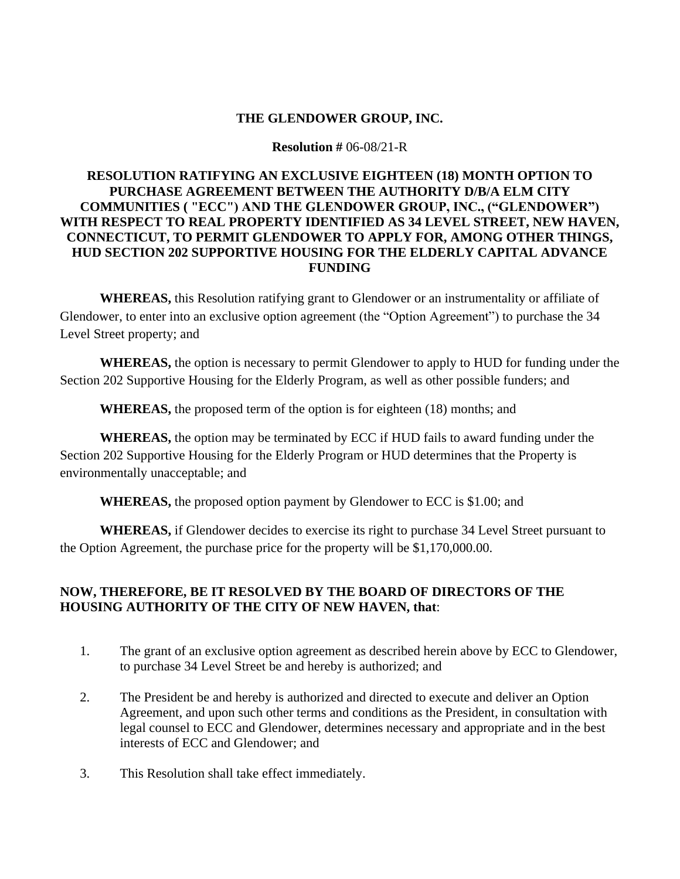**THE GLENDOWER GROUP, INC.**

**Resolution #** 06-08/21-R

**RESOLUTION RATIFYING AN EXCLUSIVE EIGHTEEN (18) MONTH OPTION TO PURCHASE AGREEMENT BETWEEN THE AUTHORITY D/B/A ELM CITY COMMUNITIES ( "ECC") AND THE GLENDOWER GROUP, INC., ("GLENDOWER") WITH RESPECT TO REAL PROPERTY IDENTIFIED AS 34 LEVEL STREET, NEW HAVEN, CONNECTICUT, TO PERMIT GLENDOWER TO APPLY FOR, AMONG OTHER THINGS, HUD SECTION 202 SUPPORTIVE HOUSING FOR THE ELDERLY CAPITAL ADVANCE FUNDING**

**WHEREAS,** this Resolution ratifying grant to Glendower or an instrumentality or affiliate of Glendower, to enter into an exclusive option agreement (the "Option Agreement") to purchase the 34 Level Street property; and

**WHEREAS,** the option is necessary to permit Glendower to apply to HUD for funding under the Section 202 Supportive Housing for the Elderly Program, as well as other possible funders; and

**WHEREAS,** the proposed term of the option is for eighteen (18) months; and

**WHEREAS,** the option may be terminated by ECC if HUD fails to award funding under the Section 202 Supportive Housing for the Elderly Program or HUD determines that the Property is environmentally unacceptable; and

**WHEREAS,** the proposed option payment by Glendower to ECC is $1.00; and

**WHEREAS,** if Glendower decides to exercise its right to purchase 34 Level Street pursuant to the Option Agreement, the purchase price for the property will be $1,170,000.00.

**NOW, THEREFORE, BE IT RESOLVED BY THE BOARD OF DIRECTORS OF THE HOUSING AUTHORITY OF THE CITY OF NEW HAVEN, that**:

1. The grant of an exclusive option agreement as described herein above by ECC to Glendower, to purchase 34 Level Street be and hereby is authorized; and

2. The President be and hereby is authorized and directed to execute and deliver an Option Agreement, and upon such other terms and conditions as the President, in consultation with legal counsel to ECC and Glendower, determines necessary and appropriate and in the best interests of ECC and Glendower; and

3. This Resolution shall take effect immediately.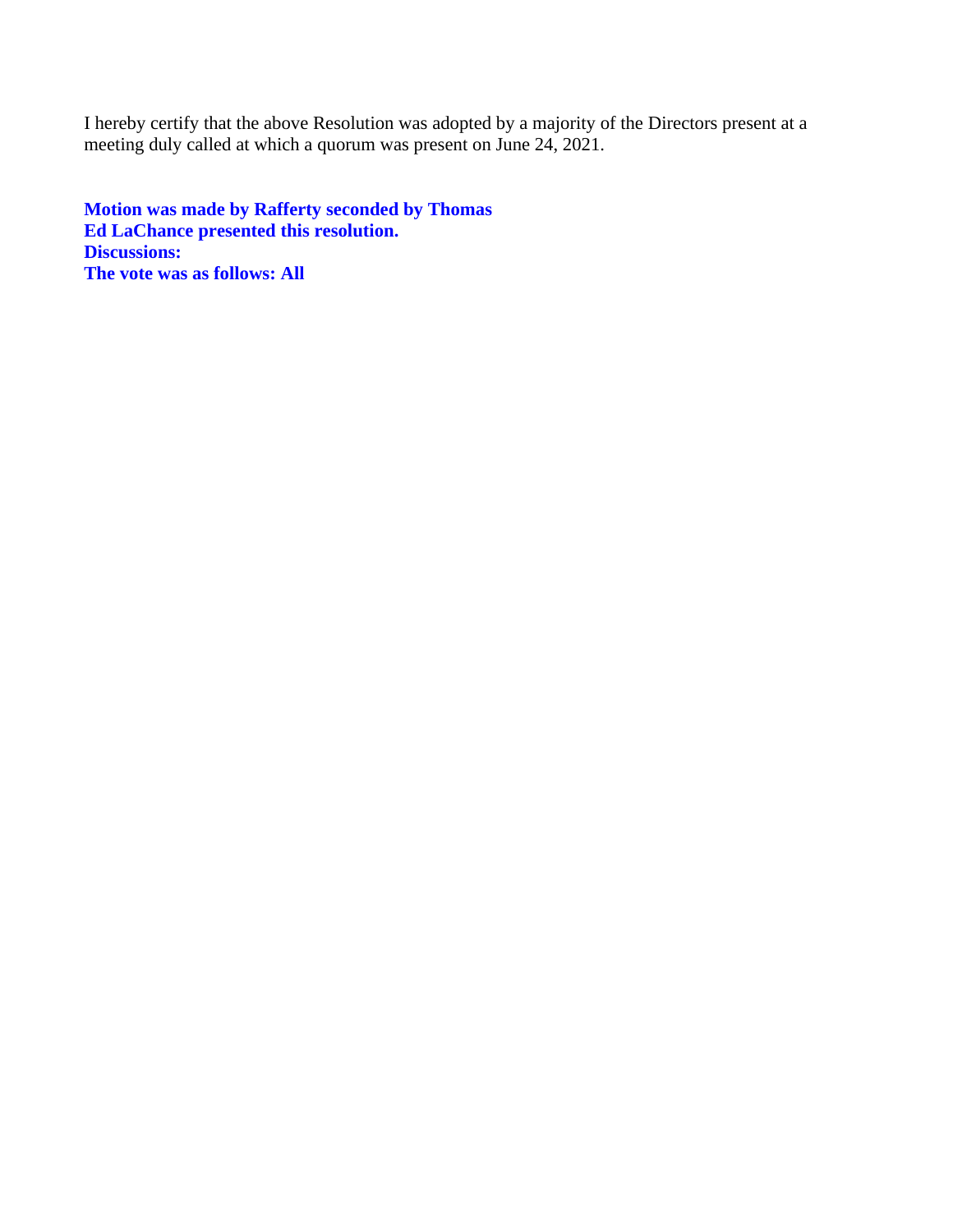I hereby certify that the above Resolution was adopted by a majority of the Directors present at a meeting duly called at which a quorum was present on June 24, 2021.

**Motion was made by Rafferty seconded by Thomas**
**Ed LaChance presented this resolution.**
**Discussions:**
**The vote was as follows: All**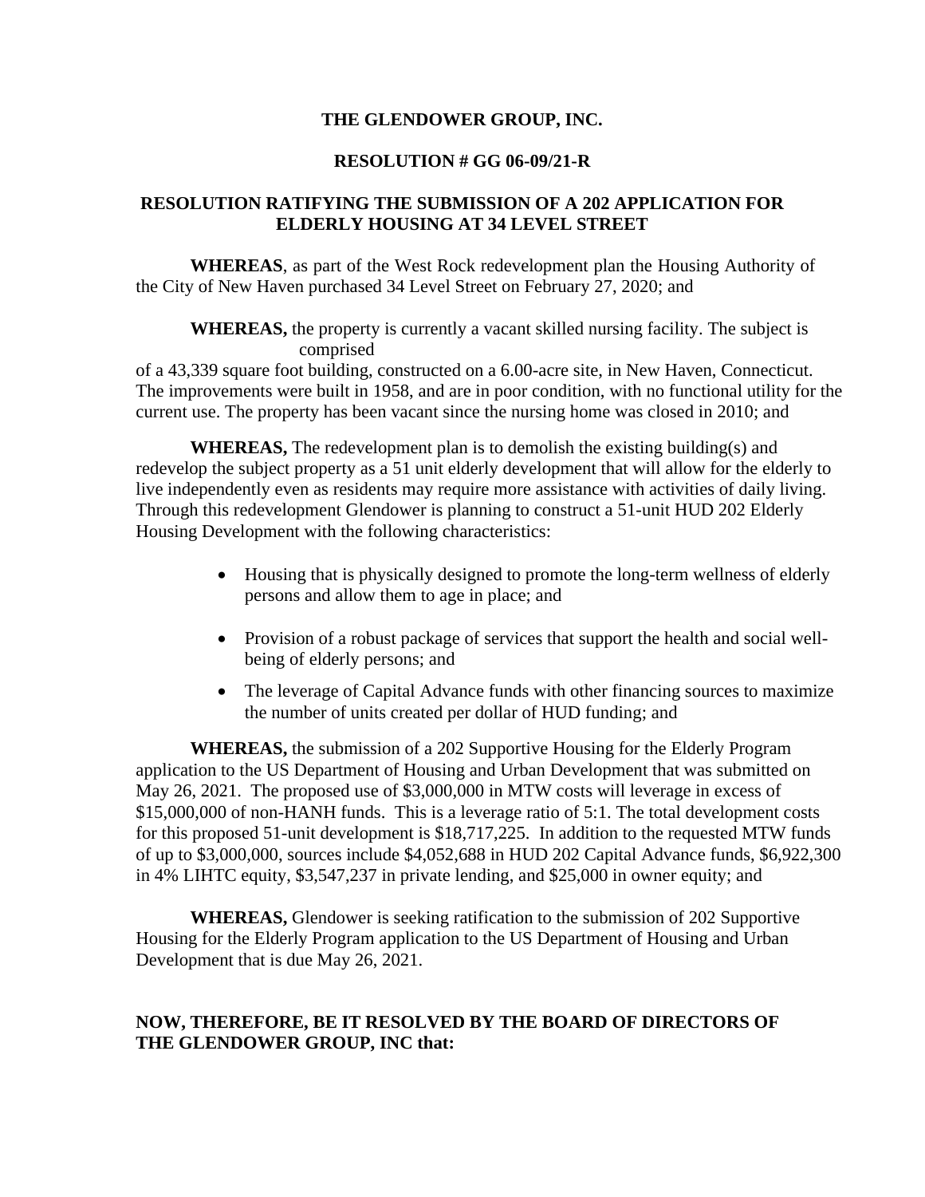**THE GLENDOWER GROUP, INC.**

**RESOLUTION # GG 06-09/21-R**

**RESOLUTION RATIFYING THE SUBMISSION OF A 202 APPLICATION FOR ELDERLY HOUSING AT 34 LEVEL STREET**

**WHEREAS**, as part of the West Rock redevelopment plan the Housing Authority of the City of New Haven purchased 34 Level Street on February 27, 2020; and

**WHEREAS,** the property is currently a vacant skilled nursing facility. The subject is comprised of a 43,339 square foot building, constructed on a 6.00-acre site, in New Haven, Connecticut. The improvements were built in 1958, and are in poor condition, with no functional utility for the current use. The property has been vacant since the nursing home was closed in 2010; and

**WHEREAS,** The redevelopment plan is to demolish the existing building(s) and redevelop the subject property as a 51 unit elderly development that will allow for the elderly to live independently even as residents may require more assistance with activities of daily living. Through this redevelopment Glendower is planning to construct a 51-unit HUD 202 Elderly Housing Development with the following characteristics:

- Housing that is physically designed to promote the long-term wellness of elderly persons and allow them to age in place; and
- Provision of a robust package of services that support the health and social well-being of elderly persons; and
- The leverage of Capital Advance funds with other financing sources to maximize the number of units created per dollar of HUD funding; and

**WHEREAS,** the submission of a 202 Supportive Housing for the Elderly Program application to the US Department of Housing and Urban Development that was submitted on May 26, 2021. The proposed use of $3,000,000 in MTW costs will leverage in excess of $15,000,000 of non-HANH funds. This is a leverage ratio of 5:1. The total development costs for this proposed 51-unit development is $18,717,225. In addition to the requested MTW funds of up to $3,000,000, sources include $4,052,688 in HUD 202 Capital Advance funds, $6,922,300 in 4% LIHTC equity, $3,547,237 in private lending, and $25,000 in owner equity; and

**WHEREAS,** Glendower is seeking ratification to the submission of 202 Supportive Housing for the Elderly Program application to the US Department of Housing and Urban Development that is due May 26, 2021.

**NOW, THEREFORE, BE IT RESOLVED BY THE BOARD OF DIRECTORS OF THE GLENDOWER GROUP, INC that:**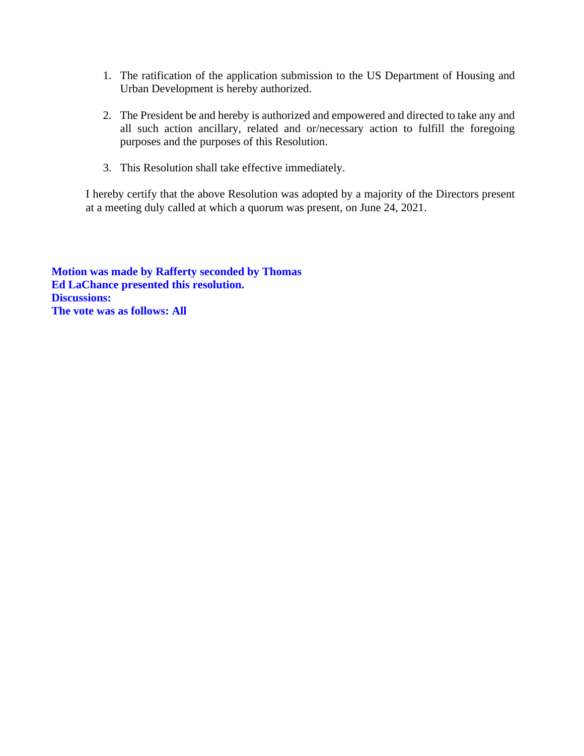1. The ratification of the application submission to the US Department of Housing and Urban Development is hereby authorized.

2. The President be and hereby is authorized and empowered and directed to take any and all such action ancillary, related and or/necessary action to fulfill the foregoing purposes and the purposes of this Resolution.

3. This Resolution shall take effective immediately.

I hereby certify that the above Resolution was adopted by a majority of the Directors present at a meeting duly called at which a quorum was present, on June 24, 2021.

**Motion was made by Rafferty seconded by Thomas**
**Ed LaChance presented this resolution.**
**Discussions:**
**The vote was as follows: All**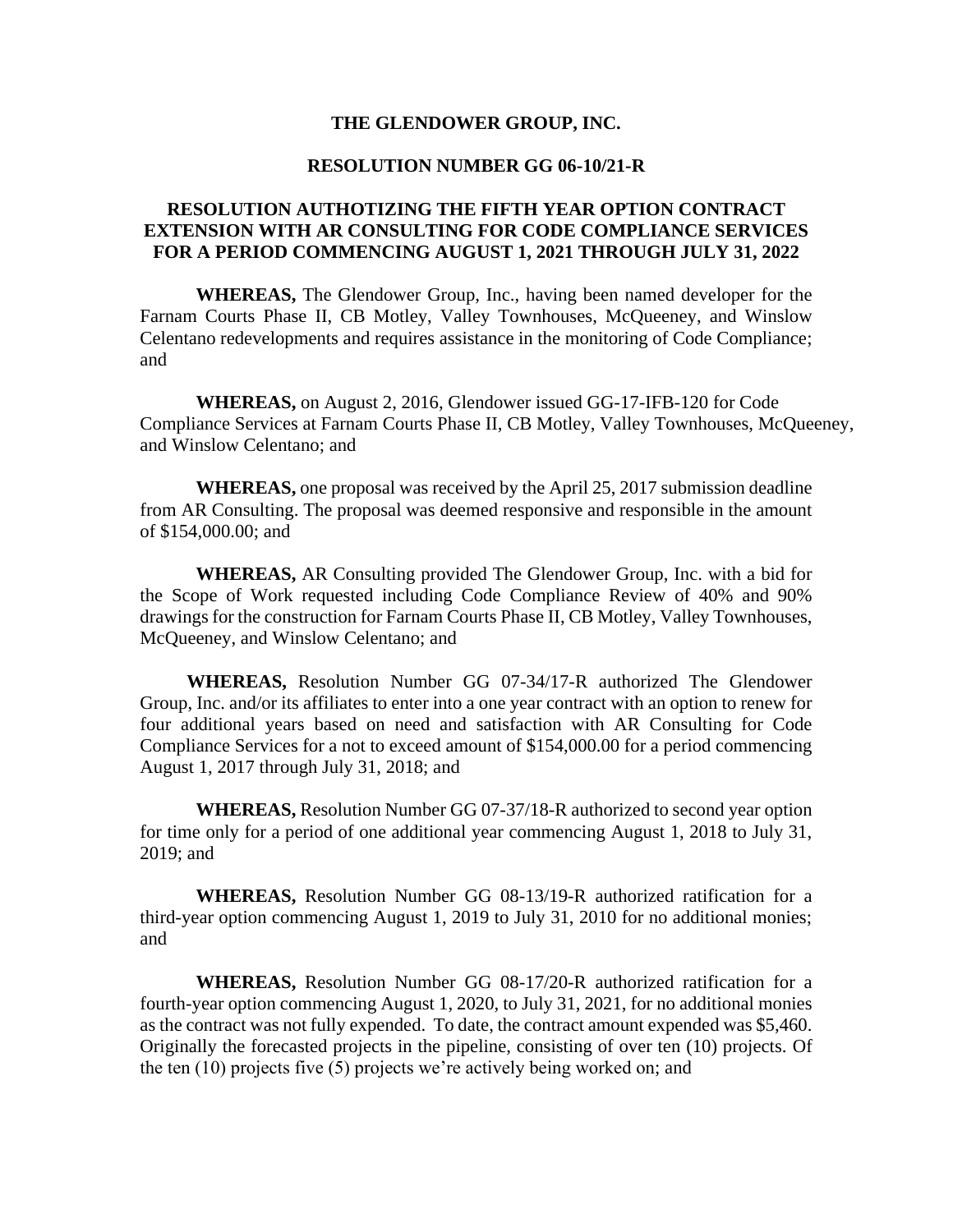**THE GLENDOWER GROUP, INC.**

**RESOLUTION NUMBER GG 06-10/21-R**

**RESOLUTION AUTHOTIZING THE FIFTH YEAR OPTION CONTRACT EXTENSION WITH AR CONSULTING FOR CODE COMPLIANCE SERVICES FOR A PERIOD COMMENCING AUGUST 1, 2021 THROUGH JULY 31, 2022**

**WHEREAS,** The Glendower Group, Inc., having been named developer for the Farnam Courts Phase II, CB Motley, Valley Townhouses, McQueeney, and Winslow Celentano redevelopments and requires assistance in the monitoring of Code Compliance; and

**WHEREAS,** on August 2, 2016, Glendower issued GG-17-IFB-120 for Code Compliance Services at Farnam Courts Phase II, CB Motley, Valley Townhouses, McQueeney, and Winslow Celentano; and

**WHEREAS,** one proposal was received by the April 25, 2017 submission deadline from AR Consulting. The proposal was deemed responsive and responsible in the amount of $154,000.00; and

**WHEREAS,** AR Consulting provided The Glendower Group, Inc. with a bid for the Scope of Work requested including Code Compliance Review of 40% and 90% drawings for the construction for Farnam Courts Phase II, CB Motley, Valley Townhouses, McQueeney, and Winslow Celentano; and

**WHEREAS,** Resolution Number GG 07-34/17-R authorized The Glendower Group, Inc. and/or its affiliates to enter into a one year contract with an option to renew for four additional years based on need and satisfaction with AR Consulting for Code Compliance Services for a not to exceed amount of $154,000.00 for a period commencing August 1, 2017 through July 31, 2018; and

**WHEREAS,** Resolution Number GG 07-37/18-R authorized to second year option for time only for a period of one additional year commencing August 1, 2018 to July 31, 2019; and

**WHEREAS,** Resolution Number GG 08-13/19-R authorized ratification for a third-year option commencing August 1, 2019 to July 31, 2010 for no additional monies; and

**WHEREAS,** Resolution Number GG 08-17/20-R authorized ratification for a fourth-year option commencing August 1, 2020, to July 31, 2021, for no additional monies as the contract was not fully expended. To date, the contract amount expended was $5,460. Originally the forecasted projects in the pipeline, consisting of over ten (10) projects. Of the ten (10) projects five (5) projects we're actively being worked on; and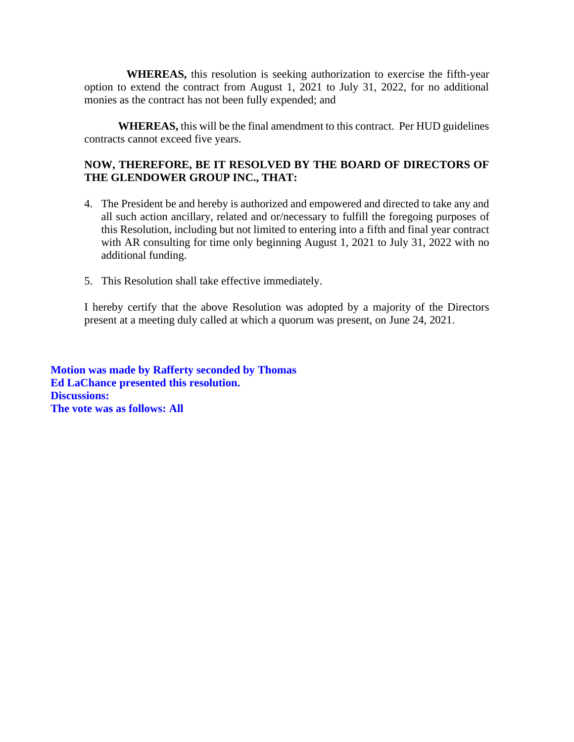**WHEREAS,** this resolution is seeking authorization to exercise the fifth-year option to extend the contract from August 1, 2021 to July 31, 2022, for no additional monies as the contract has not been fully expended; and

**WHEREAS,** this will be the final amendment to this contract. Per HUD guidelines contracts cannot exceed five years.

**NOW, THEREFORE, BE IT RESOLVED BY THE BOARD OF DIRECTORS OF THE GLENDOWER GROUP INC., THAT:**

4. The President be and hereby is authorized and empowered and directed to take any and all such action ancillary, related and or/necessary to fulfill the foregoing purposes of this Resolution, including but not limited to entering into a fifth and final year contract with AR consulting for time only beginning August 1, 2021 to July 31, 2022 with no additional funding.

5. This Resolution shall take effective immediately.

I hereby certify that the above Resolution was adopted by a majority of the Directors present at a meeting duly called at which a quorum was present, on June 24, 2021.

**Motion was made by Rafferty seconded by Thomas**
**Ed LaChance presented this resolution.**
**Discussions:**
**The vote was as follows: All**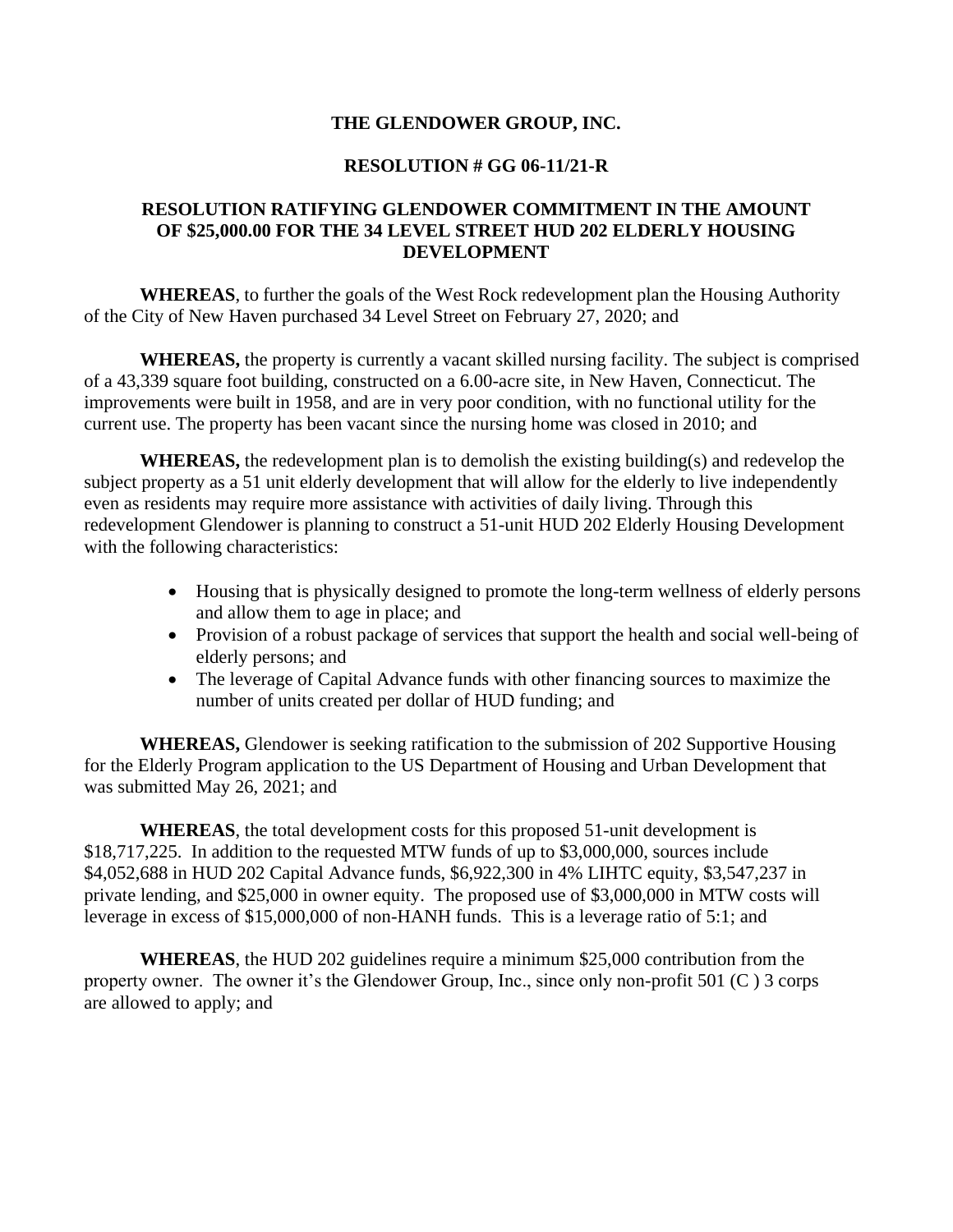**THE GLENDOWER GROUP, INC.**

**RESOLUTION # GG 06-11/21-R**

**RESOLUTION RATIFYING GLENDOWER COMMITMENT IN THE AMOUNT OF $25,000.00 FOR THE 34 LEVEL STREET HUD 202 ELDERLY HOUSING DEVELOPMENT**

**WHEREAS**, to further the goals of the West Rock redevelopment plan the Housing Authority of the City of New Haven purchased 34 Level Street on February 27, 2020; and

**WHEREAS,** the property is currently a vacant skilled nursing facility. The subject is comprised of a 43,339 square foot building, constructed on a 6.00-acre site, in New Haven, Connecticut. The improvements were built in 1958, and are in very poor condition, with no functional utility for the current use. The property has been vacant since the nursing home was closed in 2010; and

**WHEREAS,** the redevelopment plan is to demolish the existing building(s) and redevelop the subject property as a 51 unit elderly development that will allow for the elderly to live independently even as residents may require more assistance with activities of daily living. Through this redevelopment Glendower is planning to construct a 51-unit HUD 202 Elderly Housing Development with the following characteristics:

- Housing that is physically designed to promote the long-term wellness of elderly persons and allow them to age in place; and
- Provision of a robust package of services that support the health and social well-being of elderly persons; and
- The leverage of Capital Advance funds with other financing sources to maximize the number of units created per dollar of HUD funding; and

**WHEREAS,** Glendower is seeking ratification to the submission of 202 Supportive Housing for the Elderly Program application to the US Department of Housing and Urban Development that was submitted May 26, 2021; and

**WHEREAS**, the total development costs for this proposed 51-unit development is $18,717,225. In addition to the requested MTW funds of up to $3,000,000, sources include $4,052,688 in HUD 202 Capital Advance funds, $6,922,300 in 4% LIHTC equity, $3,547,237 in private lending, and $25,000 in owner equity. The proposed use of $3,000,000 in MTW costs will leverage in excess of $15,000,000 of non-HANH funds. This is a leverage ratio of 5:1; and

**WHEREAS**, the HUD 202 guidelines require a minimum $25,000 contribution from the property owner. The owner it's the Glendower Group, Inc., since only non-profit 501 (C ) 3 corps are allowed to apply; and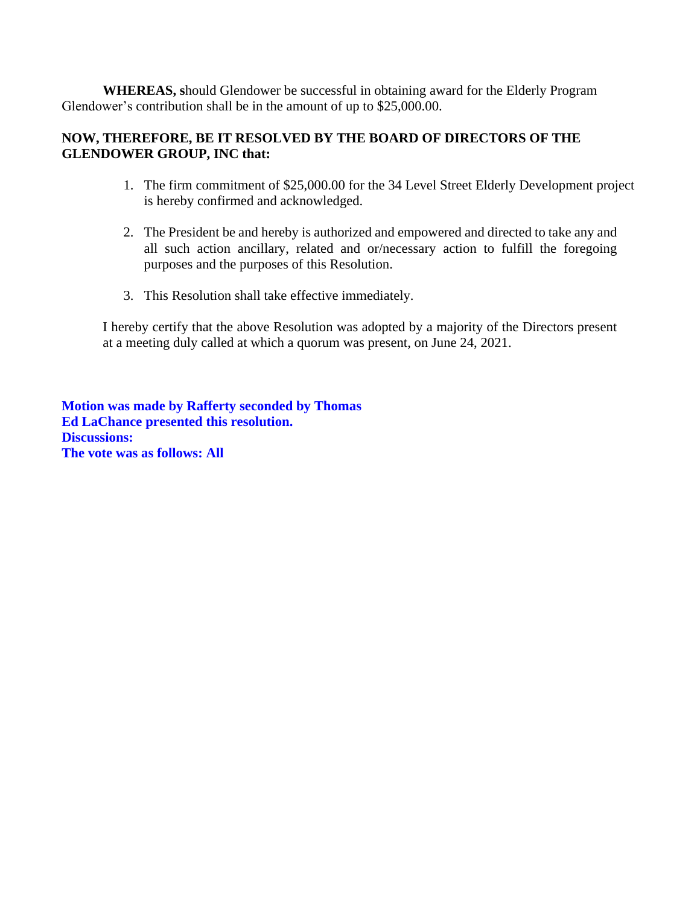**WHEREAS, s**hould Glendower be successful in obtaining award for the Elderly Program Glendower's contribution shall be in the amount of up to $25,000.00.

**NOW, THEREFORE, BE IT RESOLVED BY THE BOARD OF DIRECTORS OF THE GLENDOWER GROUP, INC that:**

1. The firm commitment of $25,000.00 for the 34 Level Street Elderly Development project is hereby confirmed and acknowledged.

2. The President be and hereby is authorized and empowered and directed to take any and all such action ancillary, related and or/necessary action to fulfill the foregoing purposes and the purposes of this Resolution.

3. This Resolution shall take effective immediately.

I hereby certify that the above Resolution was adopted by a majority of the Directors present at a meeting duly called at which a quorum was present, on June 24, 2021.

**Motion was made by Rafferty seconded by Thomas**
**Ed LaChance presented this resolution.**
**Discussions:**
**The vote was as follows: All**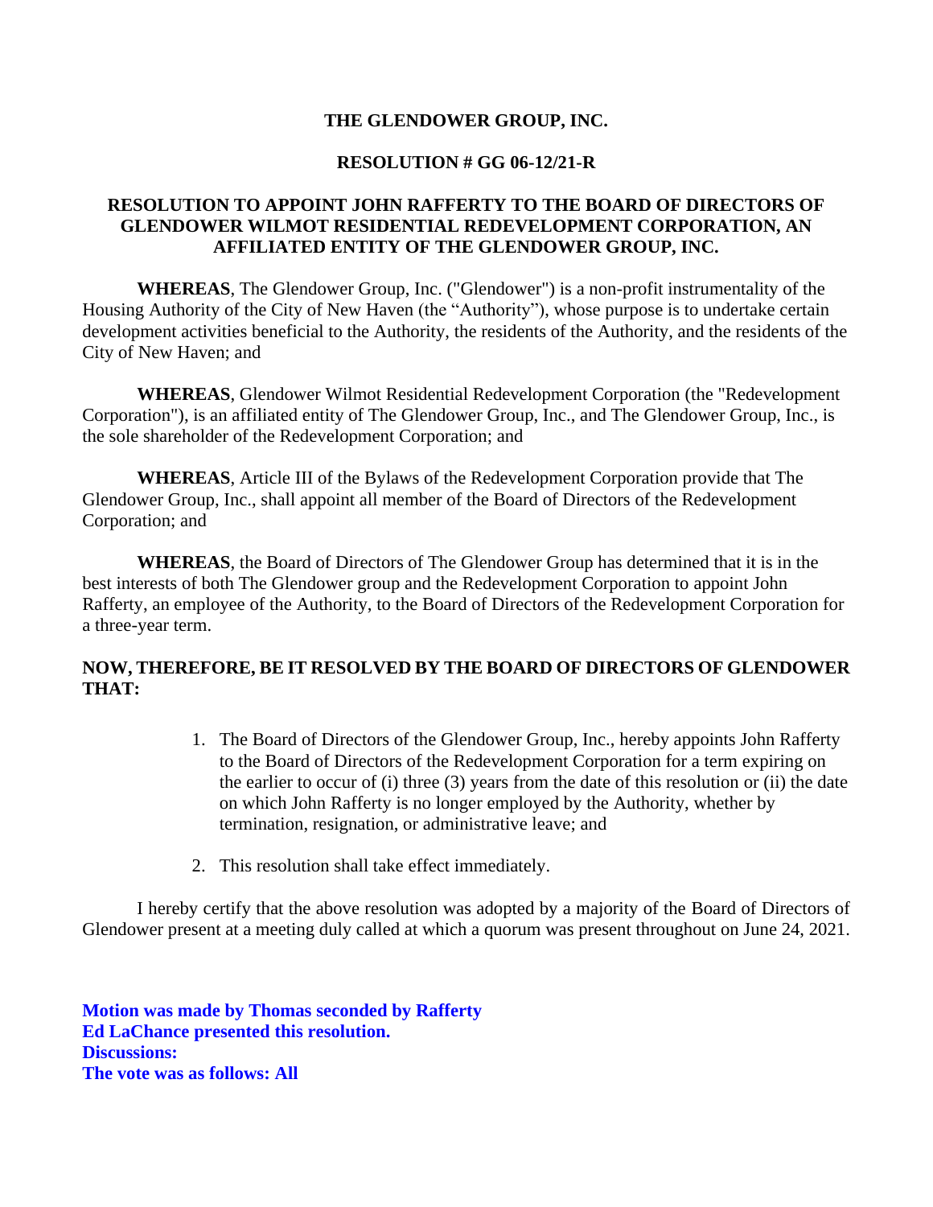**THE GLENDOWER GROUP, INC.**

**RESOLUTION # GG 06-12/21-R**

**RESOLUTION TO APPOINT JOHN RAFFERTY TO THE BOARD OF DIRECTORS OF GLENDOWER WILMOT RESIDENTIAL REDEVELOPMENT CORPORATION, AN AFFILIATED ENTITY OF THE GLENDOWER GROUP, INC.**

**WHEREAS**, The Glendower Group, Inc. ("Glendower") is a non-profit instrumentality of the Housing Authority of the City of New Haven (the "Authority"), whose purpose is to undertake certain development activities beneficial to the Authority, the residents of the Authority, and the residents of the City of New Haven; and

**WHEREAS**, Glendower Wilmot Residential Redevelopment Corporation (the "Redevelopment Corporation"), is an affiliated entity of The Glendower Group, Inc., and The Glendower Group, Inc., is the sole shareholder of the Redevelopment Corporation; and

**WHEREAS**, Article III of the Bylaws of the Redevelopment Corporation provide that The Glendower Group, Inc., shall appoint all member of the Board of Directors of the Redevelopment Corporation; and

**WHEREAS**, the Board of Directors of The Glendower Group has determined that it is in the best interests of both The Glendower group and the Redevelopment Corporation to appoint John Rafferty, an employee of the Authority, to the Board of Directors of the Redevelopment Corporation for a three-year term.

**NOW, THEREFORE, BE IT RESOLVED BY THE BOARD OF DIRECTORS OF GLENDOWER THAT:**

1. The Board of Directors of the Glendower Group, Inc., hereby appoints John Rafferty to the Board of Directors of the Redevelopment Corporation for a term expiring on the earlier to occur of (i) three (3) years from the date of this resolution or (ii) the date on which John Rafferty is no longer employed by the Authority, whether by termination, resignation, or administrative leave; and

2. This resolution shall take effect immediately.

I hereby certify that the above resolution was adopted by a majority of the Board of Directors of Glendower present at a meeting duly called at which a quorum was present throughout on June 24, 2021.

**Motion was made by Thomas seconded by Rafferty**
**Ed LaChance presented this resolution.**
**Discussions:**
**The vote was as follows: All**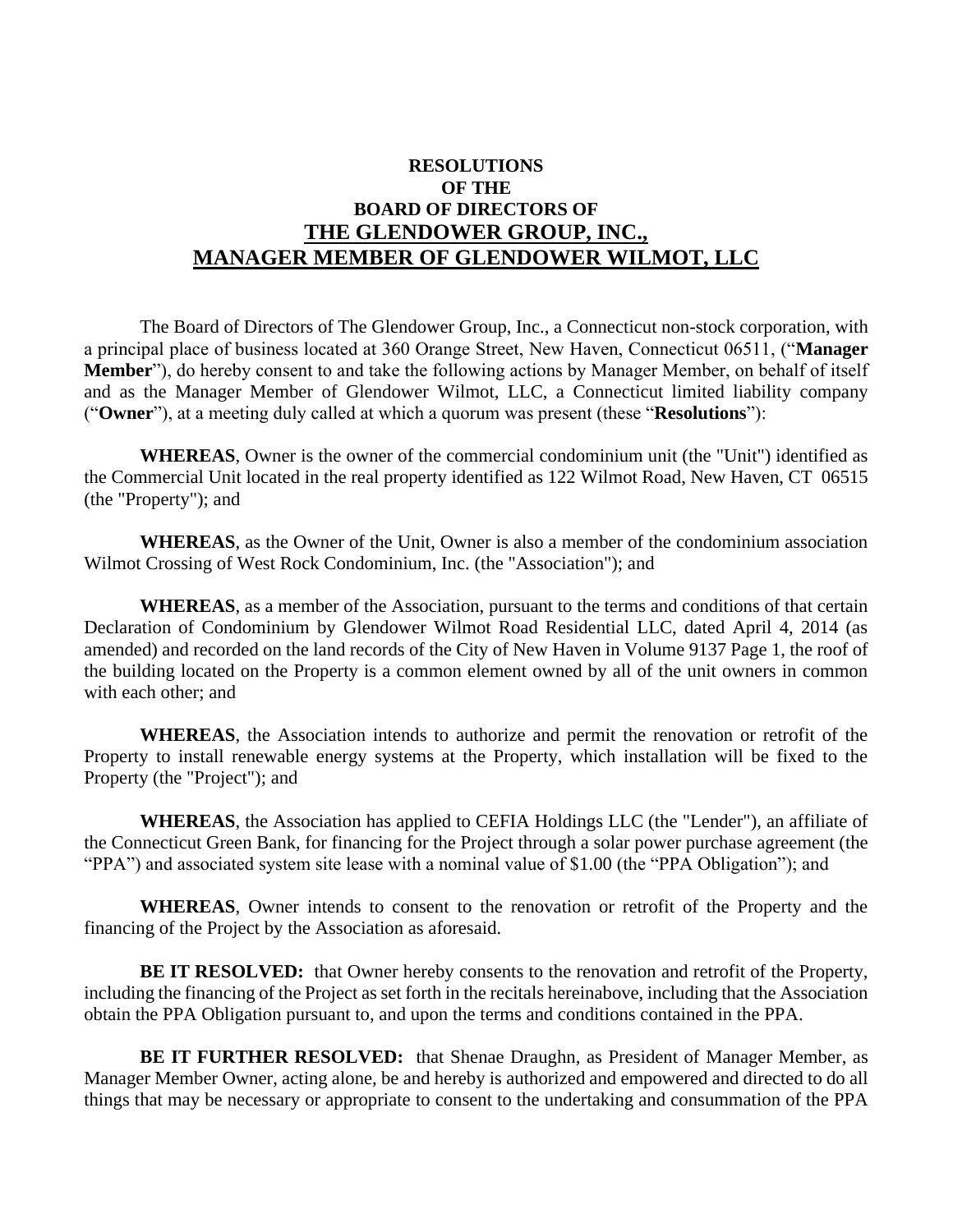**RESOLUTIONS**
**OF THE**
**BOARD OF DIRECTORS OF**
**THE GLENDOWER GROUP, INC.,**
**MANAGER MEMBER OF GLENDOWER WILMOT, LLC**

The Board of Directors of The Glendower Group, Inc., a Connecticut non-stock corporation, with a principal place of business located at 360 Orange Street, New Haven, Connecticut 06511, ("**Manager Member**"), do hereby consent to and take the following actions by Manager Member, on behalf of itself and as the Manager Member of Glendower Wilmot, LLC, a Connecticut limited liability company ("**Owner**"), at a meeting duly called at which a quorum was present (these "**Resolutions**"):

**WHEREAS**, Owner is the owner of the commercial condominium unit (the "Unit") identified as the Commercial Unit located in the real property identified as 122 Wilmot Road, New Haven, CT 06515 (the "Property"); and

**WHEREAS**, as the Owner of the Unit, Owner is also a member of the condominium association Wilmot Crossing of West Rock Condominium, Inc. (the "Association"); and

**WHEREAS**, as a member of the Association, pursuant to the terms and conditions of that certain Declaration of Condominium by Glendower Wilmot Road Residential LLC, dated April 4, 2014 (as amended) and recorded on the land records of the City of New Haven in Volume 9137 Page 1, the roof of the building located on the Property is a common element owned by all of the unit owners in common with each other; and

**WHEREAS**, the Association intends to authorize and permit the renovation or retrofit of the Property to install renewable energy systems at the Property, which installation will be fixed to the Property (the "Project"); and

**WHEREAS**, the Association has applied to CEFIA Holdings LLC (the "Lender"), an affiliate of the Connecticut Green Bank, for financing for the Project through a solar power purchase agreement (the "PPA") and associated system site lease with a nominal value of $1.00 (the "PPA Obligation"); and

**WHEREAS**, Owner intends to consent to the renovation or retrofit of the Property and the financing of the Project by the Association as aforesaid.

**BE IT RESOLVED:** that Owner hereby consents to the renovation and retrofit of the Property, including the financing of the Project as set forth in the recitals hereinabove, including that the Association obtain the PPA Obligation pursuant to, and upon the terms and conditions contained in the PPA.

**BE IT FURTHER RESOLVED:** that Shenae Draughn, as President of Manager Member, as Manager Member Owner, acting alone, be and hereby is authorized and empowered and directed to do all things that may be necessary or appropriate to consent to the undertaking and consummation of the PPA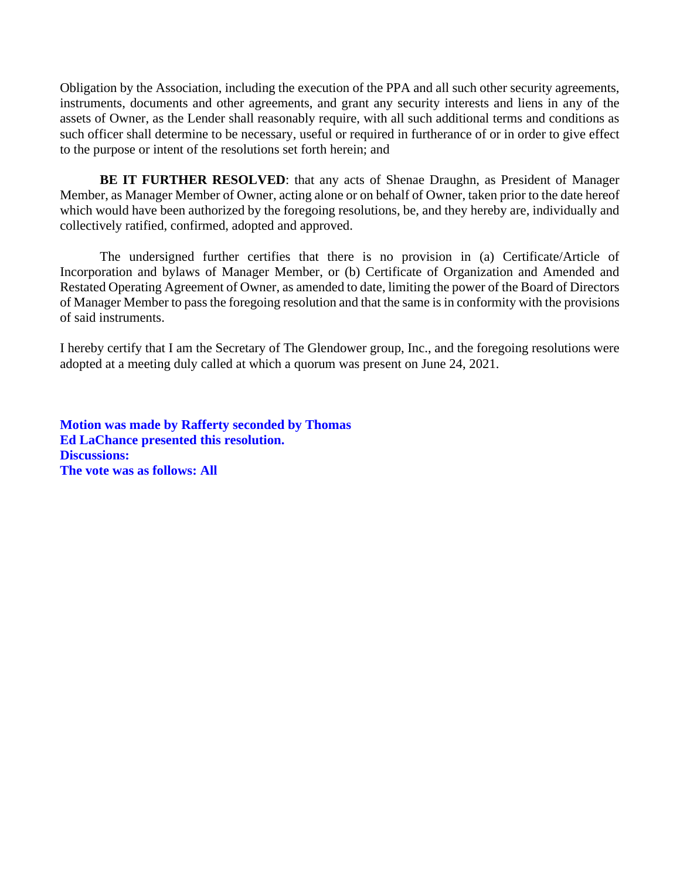Obligation by the Association, including the execution of the PPA and all such other security agreements, instruments, documents and other agreements, and grant any security interests and liens in any of the assets of Owner, as the Lender shall reasonably require, with all such additional terms and conditions as such officer shall determine to be necessary, useful or required in furtherance of or in order to give effect to the purpose or intent of the resolutions set forth herein; and

**BE IT FURTHER RESOLVED**: that any acts of Shenae Draughn, as President of Manager Member, as Manager Member of Owner, acting alone or on behalf of Owner, taken prior to the date hereof which would have been authorized by the foregoing resolutions, be, and they hereby are, individually and collectively ratified, confirmed, adopted and approved.

The undersigned further certifies that there is no provision in (a) Certificate/Article of Incorporation and bylaws of Manager Member, or (b) Certificate of Organization and Amended and Restated Operating Agreement of Owner, as amended to date, limiting the power of the Board of Directors of Manager Member to pass the foregoing resolution and that the same is in conformity with the provisions of said instruments.

I hereby certify that I am the Secretary of The Glendower group, Inc., and the foregoing resolutions were adopted at a meeting duly called at which a quorum was present on June 24, 2021.

**Motion was made by Rafferty seconded by Thomas**
**Ed LaChance presented this resolution.**
**Discussions:**
**The vote was as follows: All**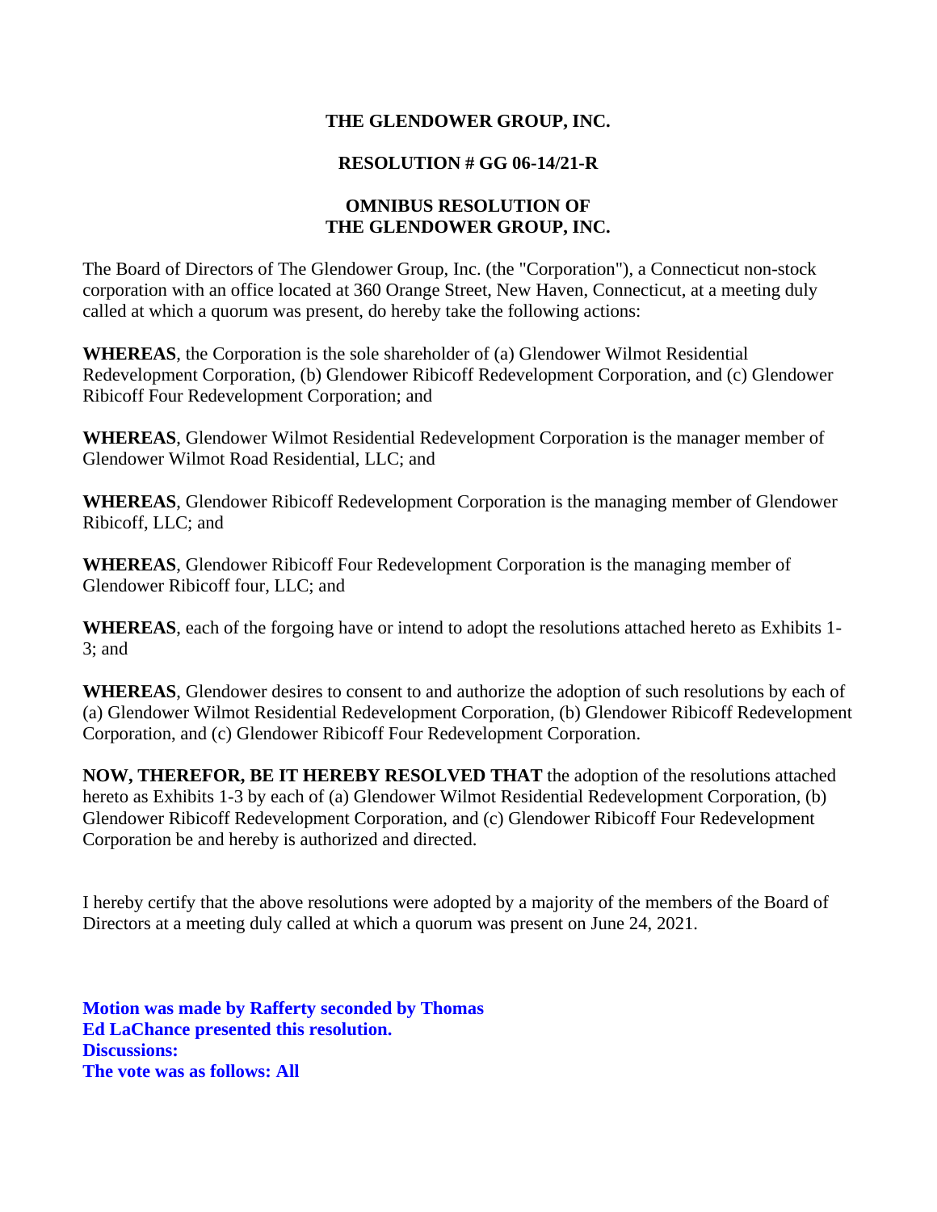**THE GLENDOWER GROUP, INC.**

**RESOLUTION # GG 06-14/21-R**

**OMNIBUS RESOLUTION OF THE GLENDOWER GROUP, INC.**

The Board of Directors of The Glendower Group, Inc. (the "Corporation"), a Connecticut non-stock corporation with an office located at 360 Orange Street, New Haven, Connecticut, at a meeting duly called at which a quorum was present, do hereby take the following actions:

**WHEREAS**, the Corporation is the sole shareholder of (a) Glendower Wilmot Residential Redevelopment Corporation, (b) Glendower Ribicoff Redevelopment Corporation, and (c) Glendower Ribicoff Four Redevelopment Corporation; and

**WHEREAS**, Glendower Wilmot Residential Redevelopment Corporation is the manager member of Glendower Wilmot Road Residential, LLC; and

**WHEREAS**, Glendower Ribicoff Redevelopment Corporation is the managing member of Glendower Ribicoff, LLC; and

**WHEREAS**, Glendower Ribicoff Four Redevelopment Corporation is the managing member of Glendower Ribicoff four, LLC; and

**WHEREAS**, each of the forgoing have or intend to adopt the resolutions attached hereto as Exhibits 1-3; and

**WHEREAS**, Glendower desires to consent to and authorize the adoption of such resolutions by each of (a) Glendower Wilmot Residential Redevelopment Corporation, (b) Glendower Ribicoff Redevelopment Corporation, and (c) Glendower Ribicoff Four Redevelopment Corporation.

**NOW, THEREFOR, BE IT HEREBY RESOLVED THAT** the adoption of the resolutions attached hereto as Exhibits 1-3 by each of (a) Glendower Wilmot Residential Redevelopment Corporation, (b) Glendower Ribicoff Redevelopment Corporation, and (c) Glendower Ribicoff Four Redevelopment Corporation be and hereby is authorized and directed.

I hereby certify that the above resolutions were adopted by a majority of the members of the Board of Directors at a meeting duly called at which a quorum was present on June 24, 2021.

**Motion was made by Rafferty seconded by Thomas**
**Ed LaChance presented this resolution.**
**Discussions:**
**The vote was as follows: All**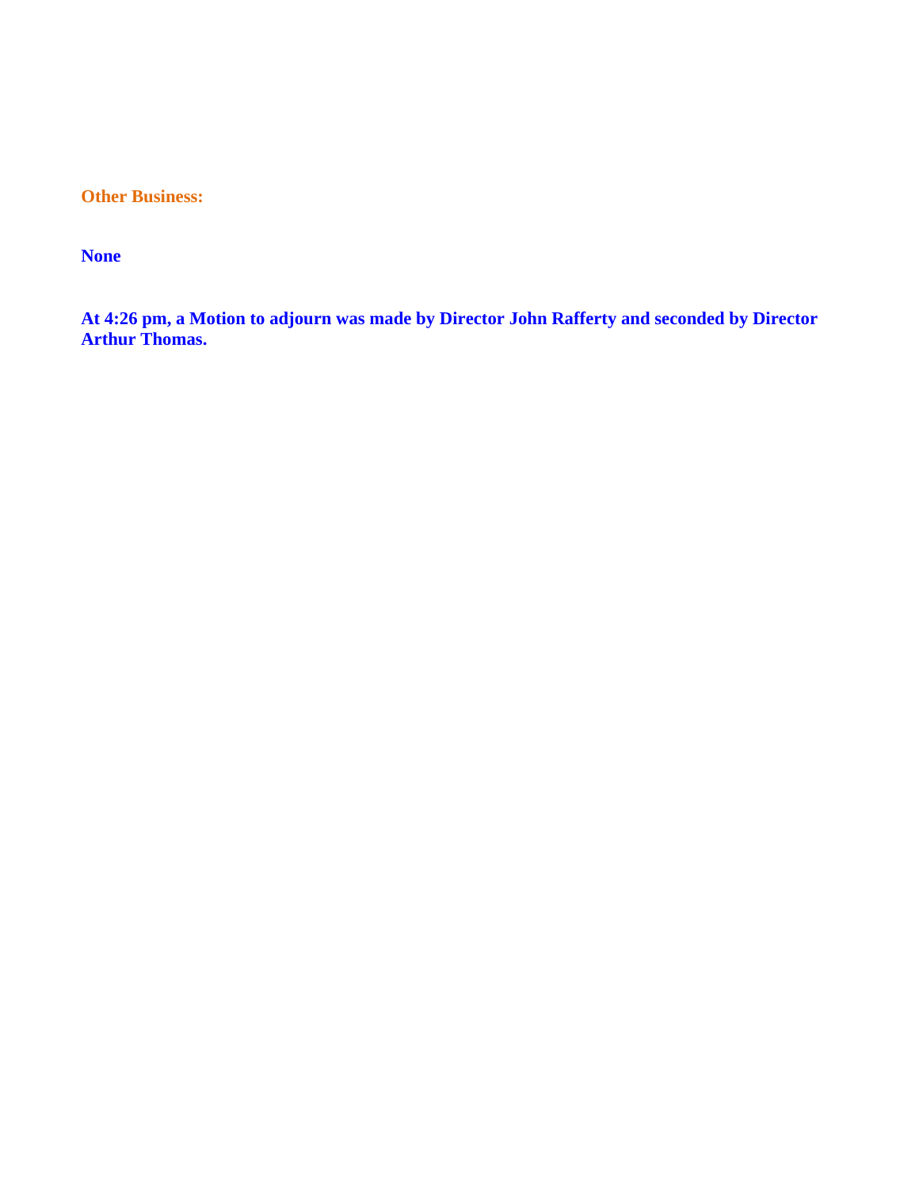**Other Business:**

**None**

**At 4:26 pm, a Motion to adjourn was made by Director John Rafferty and seconded by Director Arthur Thomas.**